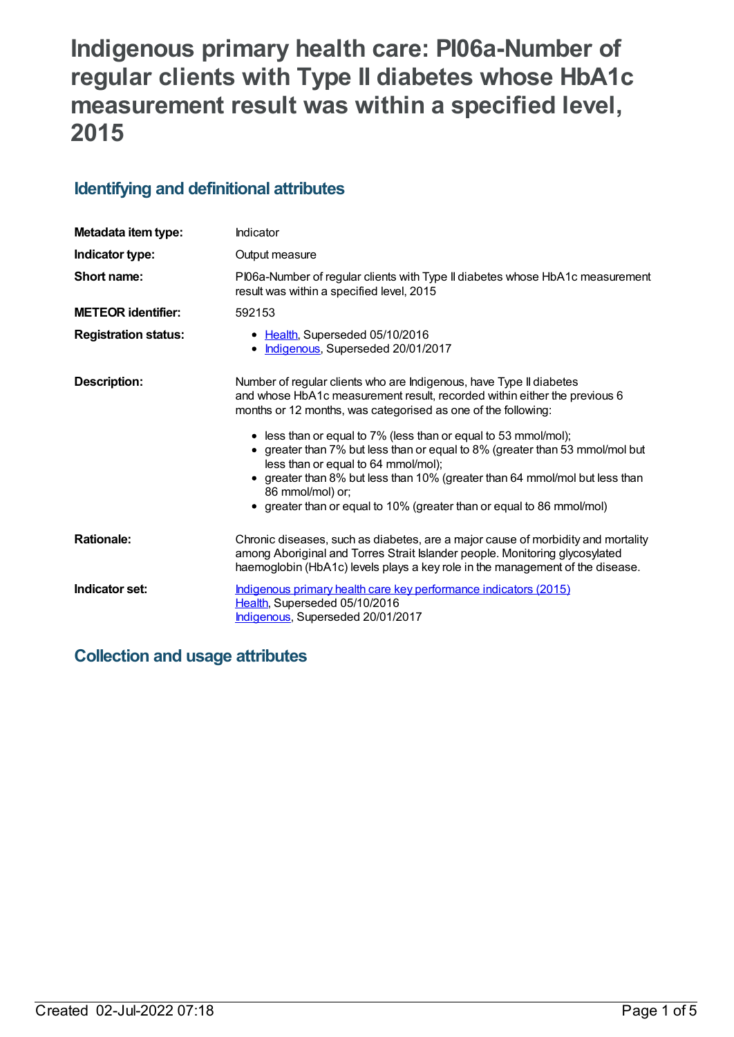# Indigenous primary health care: PI06a-Number of regular clients with Type II diabetes whose HbA1c measurement result was within a specified level, 2015

## Identifying and definitional attributes

| | |
|---|---|
| **Metadata item type:** | Indicator |
| **Indicator type:** | Output measure |
| **Short name:** | PI06a-Number of regular clients with Type II diabetes whose HbA1c measurement result was within a specified level, 2015 |
| **METEOR identifier:** | 592153 |
| **Registration status:** | • Health, Superseded 05/10/2016<br>• Indigenous, Superseded 20/01/2017 |
| **Description:** | Number of regular clients who are Indigenous, have Type II diabetes and whose HbA1c measurement result, recorded within either the previous 6 months or 12 months, was categorised as one of the following:<br>• less than or equal to 7% (less than or equal to 53 mmol/mol);<br>• greater than 7% but less than or equal to 8% (greater than 53 mmol/mol but less than or equal to 64 mmol/mol);<br>• greater than 8% but less than 10% (greater than 64 mmol/mol but less than 86 mmol/mol) or;<br>• greater than or equal to 10% (greater than or equal to 86 mmol/mol) |
| **Rationale:** | Chronic diseases, such as diabetes, are a major cause of morbidity and mortality among Aboriginal and Torres Strait Islander people. Monitoring glycosylated haemoglobin (HbA1c) levels plays a key role in the management of the disease. |
| **Indicator set:** | Indigenous primary health care key performance indicators (2015)<br>Health, Superseded 05/10/2016<br>Indigenous, Superseded 20/01/2017 |

## Collection and usage attributes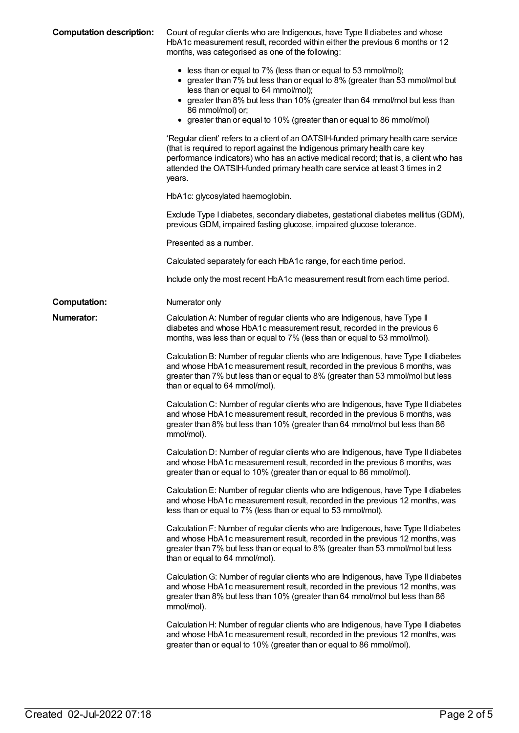**Computation description:** Count of regular clients who are Indigenous, have Type II diabetes and whose HbA1c measurement result, recorded within either the previous 6 months or 12 months, was categorised as one of the following:

- less than or equal to 7% (less than or equal to 53 mmol/mol);
- greater than 7% but less than or equal to 8% (greater than 53 mmol/mol but less than or equal to 64 mmol/mol);
- greater than 8% but less than 10% (greater than 64 mmol/mol but less than 86 mmol/mol) or;
- greater than or equal to 10% (greater than or equal to 86 mmol/mol)

'Regular client' refers to a client of an OATSIH-funded primary health care service (that is required to report against the Indigenous primary health care key performance indicators) who has an active medical record; that is, a client who has attended the OATSIH-funded primary health care service at least 3 times in 2 years.

HbA1c: glycosylated haemoglobin.

Exclude Type I diabetes, secondary diabetes, gestational diabetes mellitus (GDM), previous GDM, impaired fasting glucose, impaired glucose tolerance.

Presented as a number.

Calculated separately for each HbA1c range, for each time period.

Include only the most recent HbA1c measurement result from each time period.

**Computation:** Numerator only

**Numerator:** Calculation A: Number of regular clients who are Indigenous, have Type II diabetes and whose HbA1c measurement result, recorded in the previous 6 months, was less than or equal to 7% (less than or equal to 53 mmol/mol).

Calculation B: Number of regular clients who are Indigenous, have Type II diabetes and whose HbA1c measurement result, recorded in the previous 6 months, was greater than 7% but less than or equal to 8% (greater than 53 mmol/mol but less than or equal to 64 mmol/mol).

Calculation C: Number of regular clients who are Indigenous, have Type II diabetes and whose HbA1c measurement result, recorded in the previous 6 months, was greater than 8% but less than 10% (greater than 64 mmol/mol but less than 86 mmol/mol).

Calculation D: Number of regular clients who are Indigenous, have Type II diabetes and whose HbA1c measurement result, recorded in the previous 6 months, was greater than or equal to 10% (greater than or equal to 86 mmol/mol).

Calculation E: Number of regular clients who are Indigenous, have Type II diabetes and whose HbA1c measurement result, recorded in the previous 12 months, was less than or equal to 7% (less than or equal to 53 mmol/mol).

Calculation F: Number of regular clients who are Indigenous, have Type II diabetes and whose HbA1c measurement result, recorded in the previous 12 months, was greater than 7% but less than or equal to 8% (greater than 53 mmol/mol but less than or equal to 64 mmol/mol).

Calculation G: Number of regular clients who are Indigenous, have Type II diabetes and whose HbA1c measurement result, recorded in the previous 12 months, was greater than 8% but less than 10% (greater than 64 mmol/mol but less than 86 mmol/mol).

Calculation H: Number of regular clients who are Indigenous, have Type II diabetes and whose HbA1c measurement result, recorded in the previous 12 months, was greater than or equal to 10% (greater than or equal to 86 mmol/mol).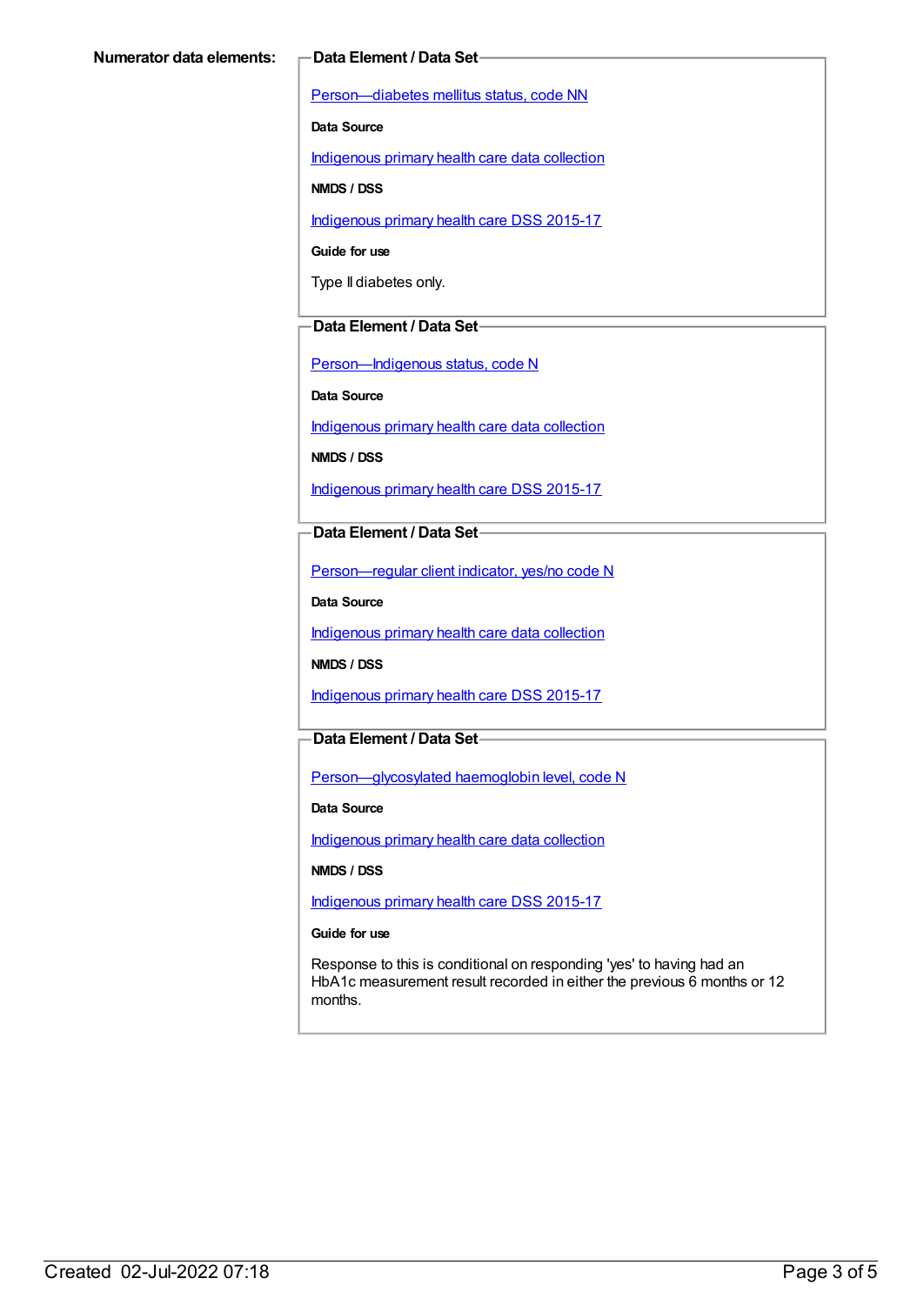**Numerator data elements:**

**Data Element / Data Set**

Person—diabetes mellitus status, code NN

**Data Source**

Indigenous primary health care data collection

**NMDS / DSS**

Indigenous primary health care DSS 2015-17

**Guide for use**

Type II diabetes only.

**Data Element / Data Set**

Person—Indigenous status, code N

**Data Source**

Indigenous primary health care data collection

**NMDS / DSS**

Indigenous primary health care DSS 2015-17

**Data Element / Data Set**

Person—regular client indicator, yes/no code N

**Data Source**

Indigenous primary health care data collection

**NMDS / DSS**

Indigenous primary health care DSS 2015-17

**Data Element / Data Set**

Person—glycosylated haemoglobin level, code N

**Data Source**

Indigenous primary health care data collection

**NMDS / DSS**

Indigenous primary health care DSS 2015-17

**Guide for use**

Response to this is conditional on responding 'yes' to having had an HbA1c measurement result recorded in either the previous 6 months or 12 months.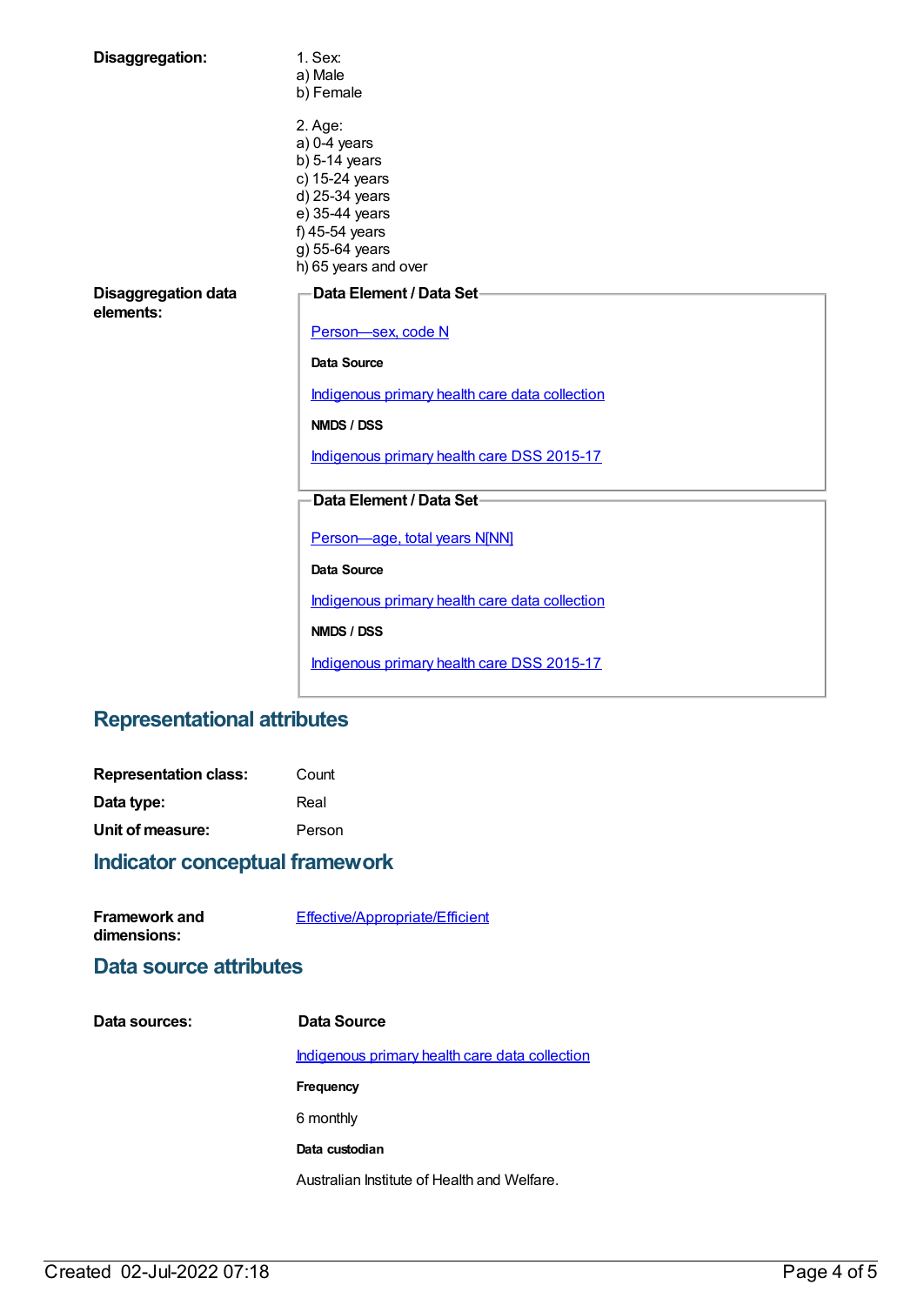**Disaggregation:**

1. Sex:
a) Male
b) Female

2. Age:
a) 0-4 years
b) 5-14 years
c) 15-24 years
d) 25-34 years
e) 35-44 years
f) 45-54 years
g) 55-64 years
h) 65 years and over

**Disaggregation data elements:**

**Data Element / Data Set**

Person—sex, code N

**Data Source**

Indigenous primary health care data collection

**NMDS / DSS**

Indigenous primary health care DSS 2015-17

**Data Element / Data Set**

Person—age, total years N[NN]

**Data Source**

Indigenous primary health care data collection

**NMDS / DSS**

Indigenous primary health care DSS 2015-17

## Representational attributes

**Representation class:** Count

**Data type:** Real

**Unit of measure:** Person

## Indicator conceptual framework

**Framework and dimensions:** Effective/Appropriate/Efficient

## Data source attributes

**Data sources:**

**Data Source**

Indigenous primary health care data collection

**Frequency**

6 monthly

**Data custodian**

Australian Institute of Health and Welfare.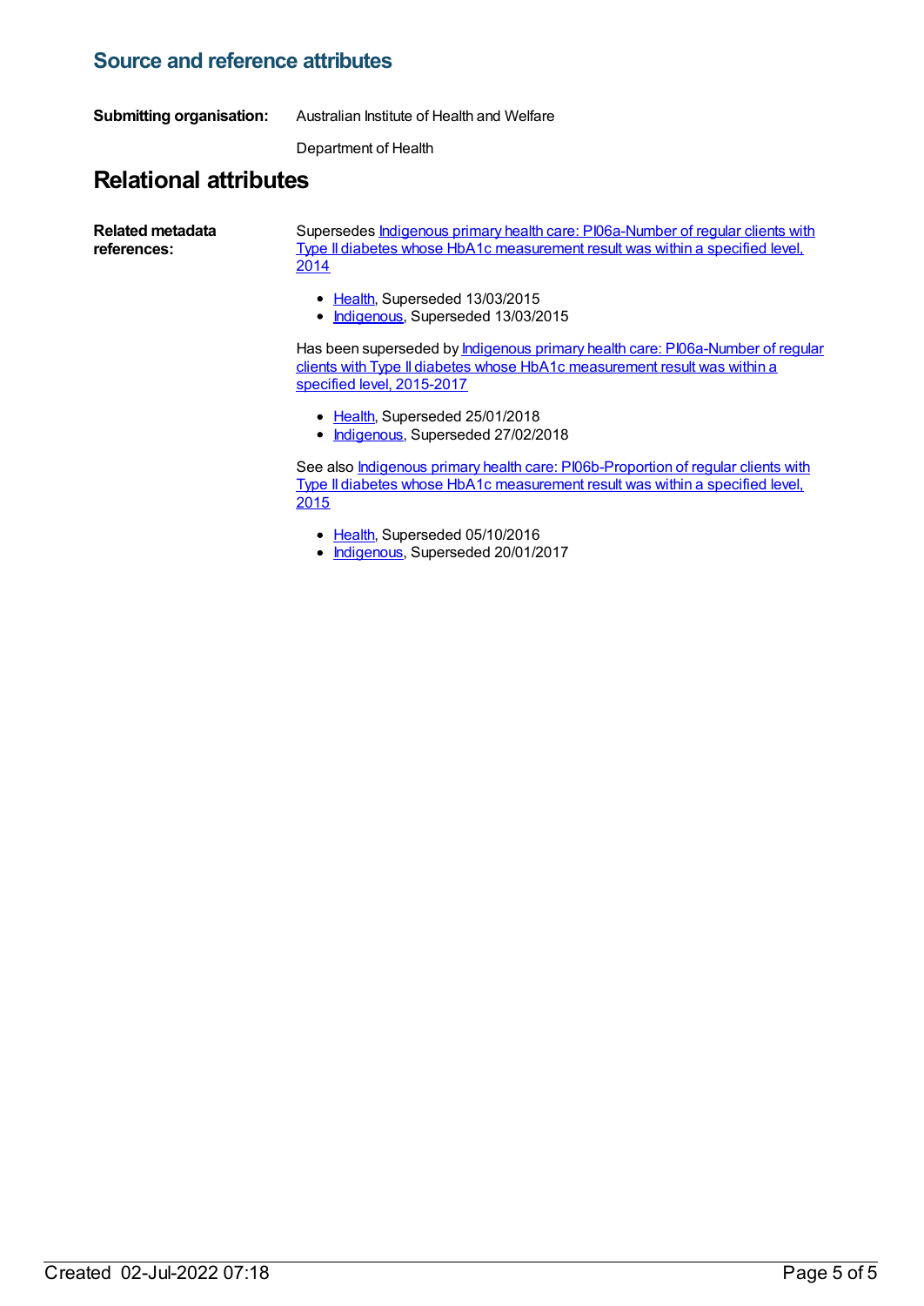## Source and reference attributes

**Submitting organisation:** Australian Institute of Health and Welfare

Department of Health

# Relational attributes

**Related metadata references:**

Supersedes Indigenous primary health care: PI06a-Number of regular clients with Type II diabetes whose HbA1c measurement result was within a specified level, 2014

- Health, Superseded 13/03/2015
- Indigenous, Superseded 13/03/2015

Has been superseded by Indigenous primary health care: PI06a-Number of regular clients with Type II diabetes whose HbA1c measurement result was within a specified level, 2015-2017

- Health, Superseded 25/01/2018
- Indigenous, Superseded 27/02/2018

See also Indigenous primary health care: PI06b-Proportion of regular clients with Type II diabetes whose HbA1c measurement result was within a specified level, 2015

- Health, Superseded 05/10/2016
- Indigenous, Superseded 20/01/2017